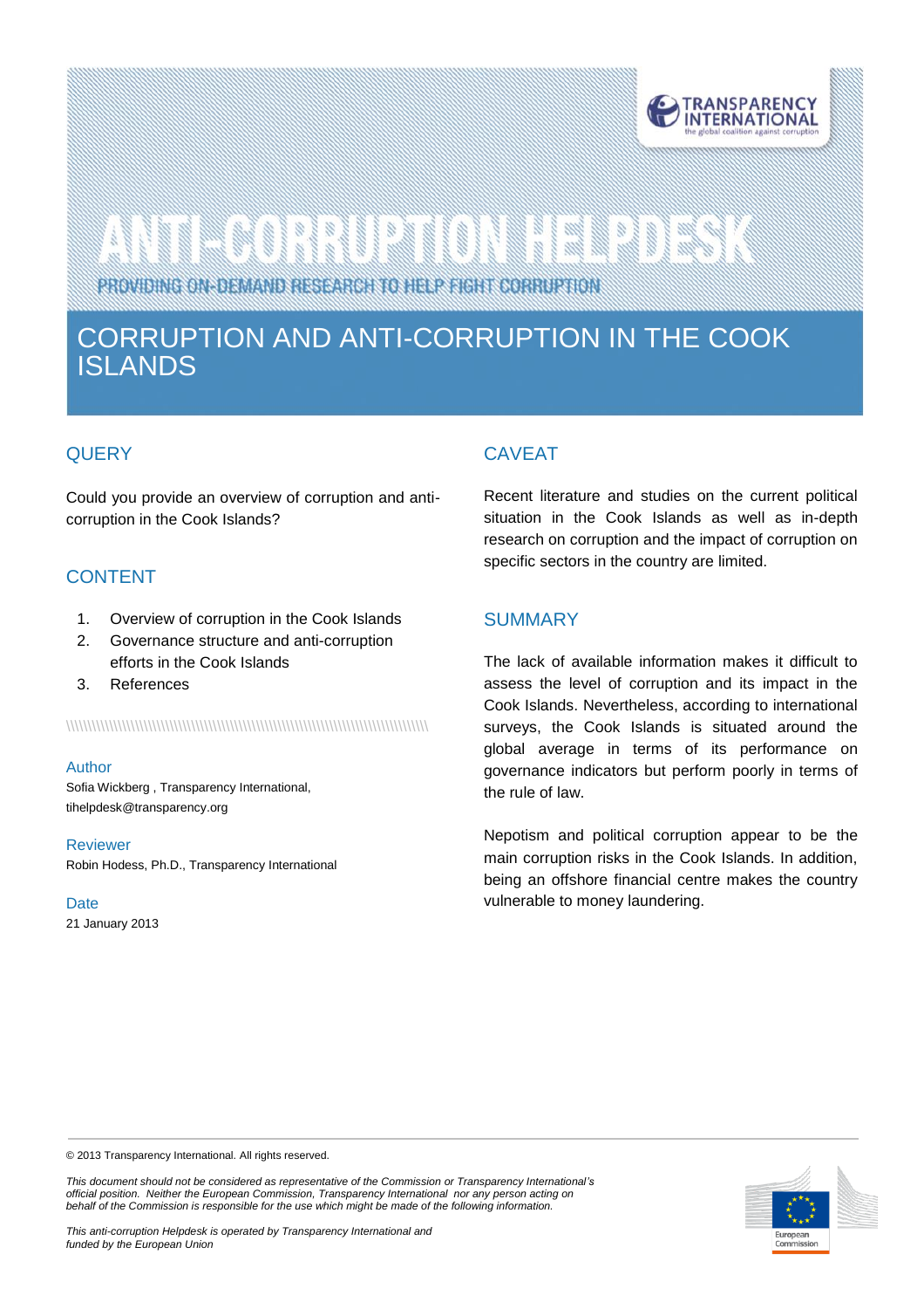# ANTI-CORRUPTION HELPDESK

PROVIDING ON-DEMAND RESEARCH TO HELP FIGHT CORRUPTION

# CORRUPTION AND ANTI-CORRUPTION IN THE COOK ISLANDS

## QUERY

Could you provide an overview of corruption and anti-corruption in the Cook Islands?

## CONTENT

1. Overview of corruption in the Cook Islands
2. Governance structure and anti-corruption efforts in the Cook Islands
3. References

**Author**
Sofia Wickberg , Transparency International, tihelpdesk@transparency.org

**Reviewer**
Robin Hodess, Ph.D., Transparency International

**Date**
21 January 2013

## CAVEAT

Recent literature and studies on the current political situation in the Cook Islands as well as in-depth research on corruption and the impact of corruption on specific sectors in the country are limited.

## SUMMARY

The lack of available information makes it difficult to assess the level of corruption and its impact in the Cook Islands. Nevertheless, according to international surveys, the Cook Islands is situated around the global average in terms of its performance on governance indicators but perform poorly in terms of the rule of law.

Nepotism and political corruption appear to be the main corruption risks in the Cook Islands. In addition, being an offshore financial centre makes the country vulnerable to money laundering.

© 2013 Transparency International. All rights reserved.

*This document should not be considered as representative of the Commission or Transparency International's official position. Neither the European Commission, Transparency International nor any person acting on behalf of the Commission is responsible for the use which might be made of the following information.*

*This anti-corruption Helpdesk is operated by Transparency International and funded by the European Union*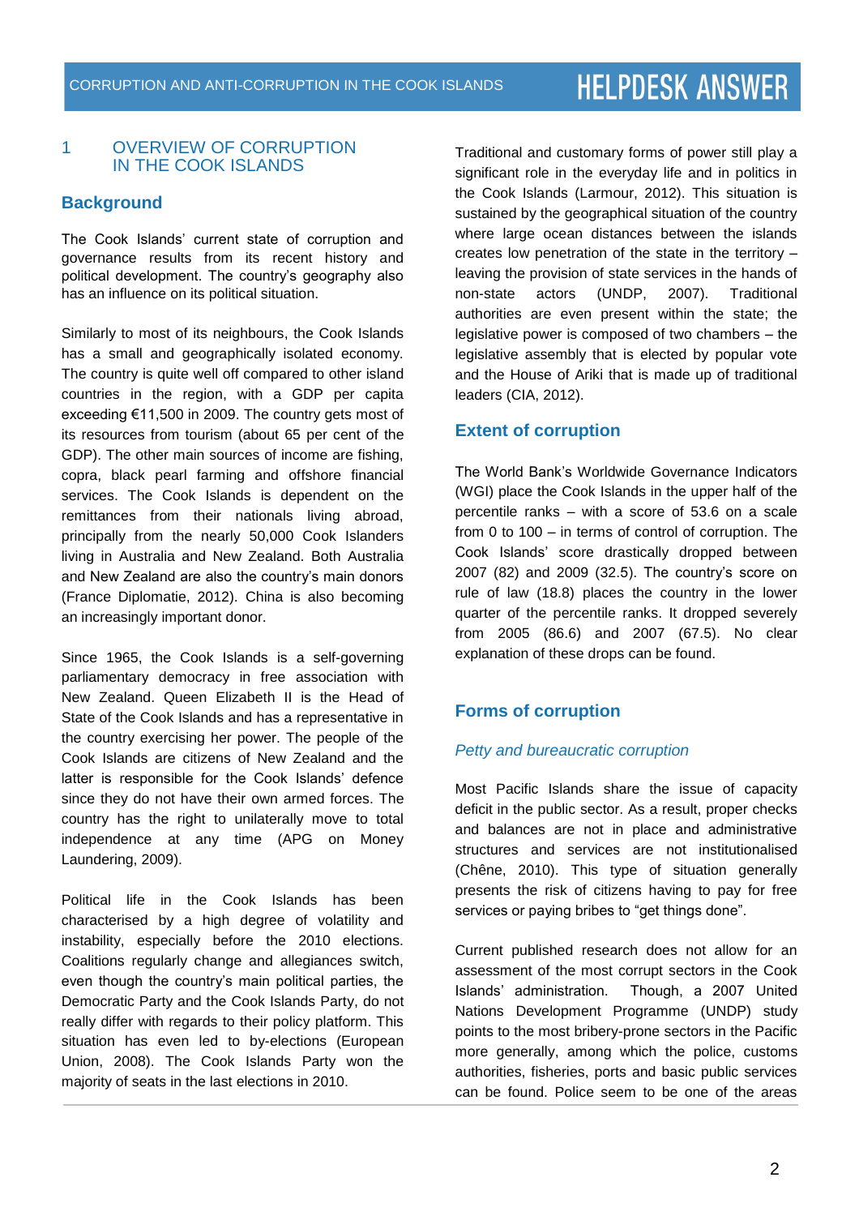## 1 OVERVIEW OF CORRUPTION IN THE COOK ISLANDS

### Background

The Cook Islands' current state of corruption and governance results from its recent history and political development. The country's geography also has an influence on its political situation.

Similarly to most of its neighbours, the Cook Islands has a small and geographically isolated economy. The country is quite well off compared to other island countries in the region, with a GDP per capita exceeding €11,500 in 2009. The country gets most of its resources from tourism (about 65 per cent of the GDP). The other main sources of income are fishing, copra, black pearl farming and offshore financial services. The Cook Islands is dependent on the remittances from their nationals living abroad, principally from the nearly 50,000 Cook Islanders living in Australia and New Zealand. Both Australia and New Zealand are also the country's main donors (France Diplomatie, 2012). China is also becoming an increasingly important donor.

Since 1965, the Cook Islands is a self-governing parliamentary democracy in free association with New Zealand. Queen Elizabeth II is the Head of State of the Cook Islands and has a representative in the country exercising her power. The people of the Cook Islands are citizens of New Zealand and the latter is responsible for the Cook Islands' defence since they do not have their own armed forces. The country has the right to unilaterally move to total independence at any time (APG on Money Laundering, 2009).

Political life in the Cook Islands has been characterised by a high degree of volatility and instability, especially before the 2010 elections. Coalitions regularly change and allegiances switch, even though the country's main political parties, the Democratic Party and the Cook Islands Party, do not really differ with regards to their policy platform. This situation has even led to by-elections (European Union, 2008). The Cook Islands Party won the majority of seats in the last elections in 2010.

Traditional and customary forms of power still play a significant role in the everyday life and in politics in the Cook Islands (Larmour, 2012). This situation is sustained by the geographical situation of the country where large ocean distances between the islands creates low penetration of the state in the territory – leaving the provision of state services in the hands of non-state actors (UNDP, 2007). Traditional authorities are even present within the state; the legislative power is composed of two chambers – the legislative assembly that is elected by popular vote and the House of Ariki that is made up of traditional leaders (CIA, 2012).

### Extent of corruption

The World Bank's Worldwide Governance Indicators (WGI) place the Cook Islands in the upper half of the percentile ranks – with a score of 53.6 on a scale from 0 to 100 – in terms of control of corruption. The Cook Islands' score drastically dropped between 2007 (82) and 2009 (32.5). The country's score on rule of law (18.8) places the country in the lower quarter of the percentile ranks. It dropped severely from 2005 (86.6) and 2007 (67.5). No clear explanation of these drops can be found.

### Forms of corruption

#### *Petty and bureaucratic corruption*

Most Pacific Islands share the issue of capacity deficit in the public sector. As a result, proper checks and balances are not in place and administrative structures and services are not institutionalised (Chêne, 2010). This type of situation generally presents the risk of citizens having to pay for free services or paying bribes to "get things done".

Current published research does not allow for an assessment of the most corrupt sectors in the Cook Islands' administration. Though, a 2007 United Nations Development Programme (UNDP) study points to the most bribery-prone sectors in the Pacific more generally, among which the police, customs authorities, fisheries, ports and basic public services can be found. Police seem to be one of the areas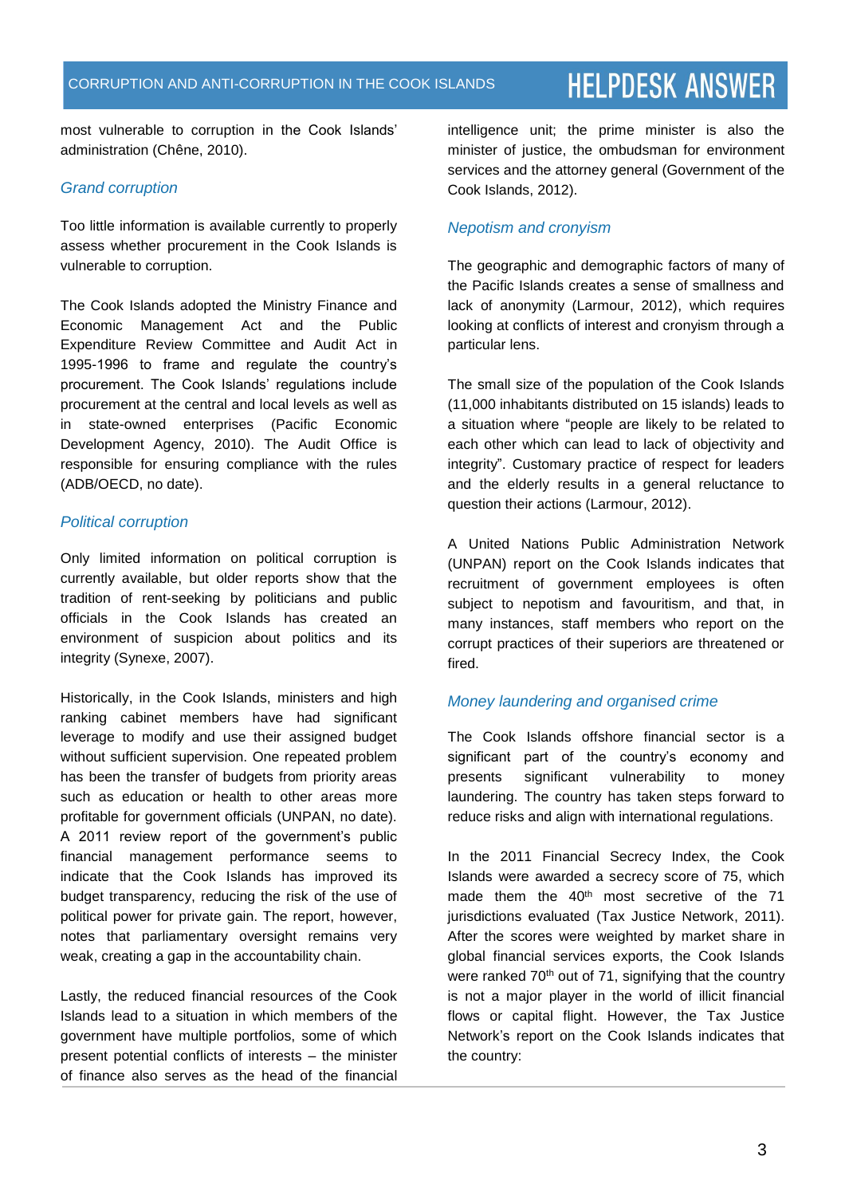most vulnerable to corruption in the Cook Islands' administration (Chêne, 2010).

### *Grand corruption*

Too little information is available currently to properly assess whether procurement in the Cook Islands is vulnerable to corruption.

The Cook Islands adopted the Ministry Finance and Economic Management Act and the Public Expenditure Review Committee and Audit Act in 1995-1996 to frame and regulate the country's procurement. The Cook Islands' regulations include procurement at the central and local levels as well as in state-owned enterprises (Pacific Economic Development Agency, 2010). The Audit Office is responsible for ensuring compliance with the rules (ADB/OECD, no date).

### *Political corruption*

Only limited information on political corruption is currently available, but older reports show that the tradition of rent-seeking by politicians and public officials in the Cook Islands has created an environment of suspicion about politics and its integrity (Synexe, 2007).

Historically, in the Cook Islands, ministers and high ranking cabinet members have had significant leverage to modify and use their assigned budget without sufficient supervision. One repeated problem has been the transfer of budgets from priority areas such as education or health to other areas more profitable for government officials (UNPAN, no date). A 2011 review report of the government's public financial management performance seems to indicate that the Cook Islands has improved its budget transparency, reducing the risk of the use of political power for private gain. The report, however, notes that parliamentary oversight remains very weak, creating a gap in the accountability chain.

Lastly, the reduced financial resources of the Cook Islands lead to a situation in which members of the government have multiple portfolios, some of which present potential conflicts of interests – the minister of finance also serves as the head of the financial intelligence unit; the prime minister is also the minister of justice, the ombudsman for environment services and the attorney general (Government of the Cook Islands, 2012).

### *Nepotism and cronyism*

The geographic and demographic factors of many of the Pacific Islands creates a sense of smallness and lack of anonymity (Larmour, 2012), which requires looking at conflicts of interest and cronyism through a particular lens.

The small size of the population of the Cook Islands (11,000 inhabitants distributed on 15 islands) leads to a situation where "people are likely to be related to each other which can lead to lack of objectivity and integrity". Customary practice of respect for leaders and the elderly results in a general reluctance to question their actions (Larmour, 2012).

A United Nations Public Administration Network (UNPAN) report on the Cook Islands indicates that recruitment of government employees is often subject to nepotism and favouritism, and that, in many instances, staff members who report on the corrupt practices of their superiors are threatened or fired.

### *Money laundering and organised crime*

The Cook Islands offshore financial sector is a significant part of the country's economy and presents significant vulnerability to money laundering. The country has taken steps forward to reduce risks and align with international regulations.

In the 2011 Financial Secrecy Index, the Cook Islands were awarded a secrecy score of 75, which made them the 40th most secretive of the 71 jurisdictions evaluated (Tax Justice Network, 2011). After the scores were weighted by market share in global financial services exports, the Cook Islands were ranked 70th out of 71, signifying that the country is not a major player in the world of illicit financial flows or capital flight. However, the Tax Justice Network's report on the Cook Islands indicates that the country: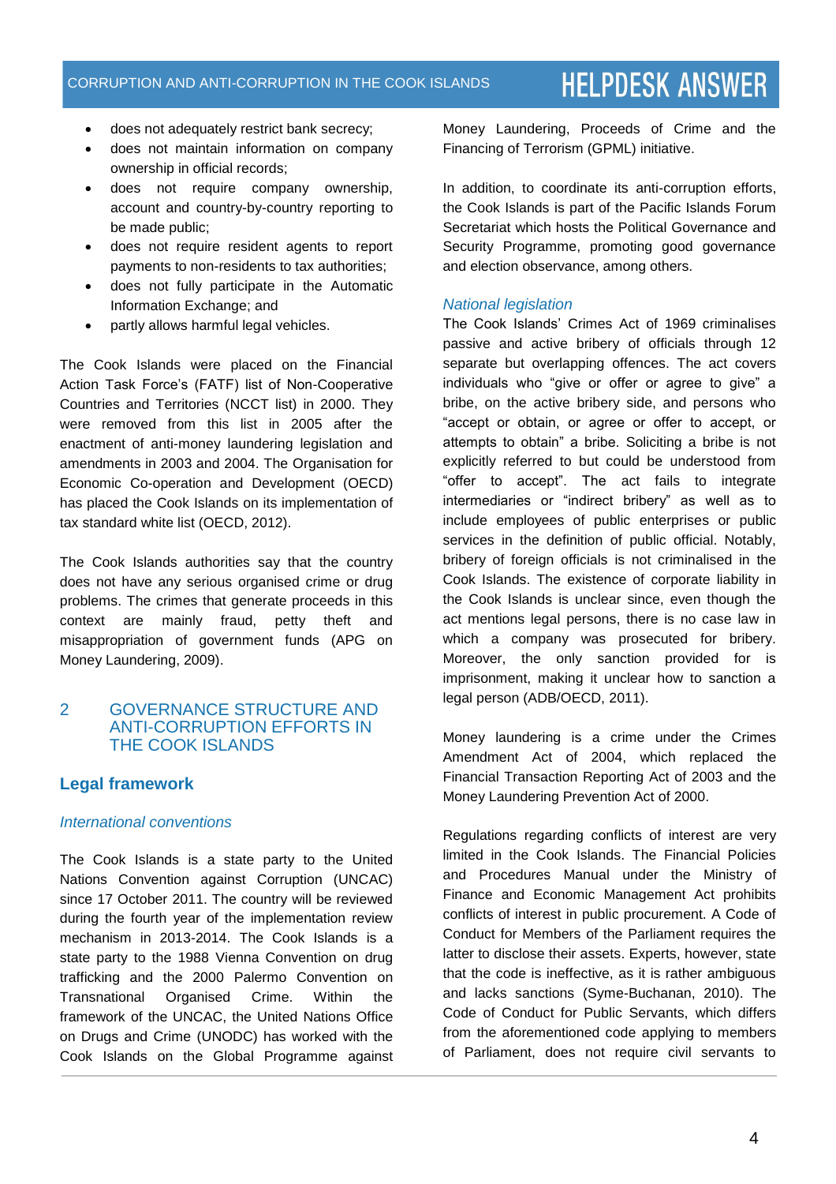- does not adequately restrict bank secrecy;
- does not maintain information on company ownership in official records;
- does not require company ownership, account and country-by-country reporting to be made public;
- does not require resident agents to report payments to non-residents to tax authorities;
- does not fully participate in the Automatic Information Exchange; and
- partly allows harmful legal vehicles.

The Cook Islands were placed on the Financial Action Task Force's (FATF) list of Non-Cooperative Countries and Territories (NCCT list) in 2000. They were removed from this list in 2005 after the enactment of anti-money laundering legislation and amendments in 2003 and 2004. The Organisation for Economic Co-operation and Development (OECD) has placed the Cook Islands on its implementation of tax standard white list (OECD, 2012).

The Cook Islands authorities say that the country does not have any serious organised crime or drug problems. The crimes that generate proceeds in this context are mainly fraud, petty theft and misappropriation of government funds (APG on Money Laundering, 2009).

## 2 GOVERNANCE STRUCTURE AND ANTI-CORRUPTION EFFORTS IN THE COOK ISLANDS

### Legal framework

#### *International conventions*

The Cook Islands is a state party to the United Nations Convention against Corruption (UNCAC) since 17 October 2011. The country will be reviewed during the fourth year of the implementation review mechanism in 2013-2014. The Cook Islands is a state party to the 1988 Vienna Convention on drug trafficking and the 2000 Palermo Convention on Transnational Organised Crime. Within the framework of the UNCAC, the United Nations Office on Drugs and Crime (UNODC) has worked with the Cook Islands on the Global Programme against Money Laundering, Proceeds of Crime and the Financing of Terrorism (GPML) initiative.

In addition, to coordinate its anti-corruption efforts, the Cook Islands is part of the Pacific Islands Forum Secretariat which hosts the Political Governance and Security Programme, promoting good governance and election observance, among others.

#### *National legislation*

The Cook Islands' Crimes Act of 1969 criminalises passive and active bribery of officials through 12 separate but overlapping offences. The act covers individuals who "give or offer or agree to give" a bribe, on the active bribery side, and persons who "accept or obtain, or agree or offer to accept, or attempts to obtain" a bribe. Soliciting a bribe is not explicitly referred to but could be understood from "offer to accept". The act fails to integrate intermediaries or "indirect bribery" as well as to include employees of public enterprises or public services in the definition of public official. Notably, bribery of foreign officials is not criminalised in the Cook Islands. The existence of corporate liability in the Cook Islands is unclear since, even though the act mentions legal persons, there is no case law in which a company was prosecuted for bribery. Moreover, the only sanction provided for is imprisonment, making it unclear how to sanction a legal person (ADB/OECD, 2011).

Money laundering is a crime under the Crimes Amendment Act of 2004, which replaced the Financial Transaction Reporting Act of 2003 and the Money Laundering Prevention Act of 2000.

Regulations regarding conflicts of interest are very limited in the Cook Islands. The Financial Policies and Procedures Manual under the Ministry of Finance and Economic Management Act prohibits conflicts of interest in public procurement. A Code of Conduct for Members of the Parliament requires the latter to disclose their assets. Experts, however, state that the code is ineffective, as it is rather ambiguous and lacks sanctions (Syme-Buchanan, 2010). The Code of Conduct for Public Servants, which differs from the aforementioned code applying to members of Parliament, does not require civil servants to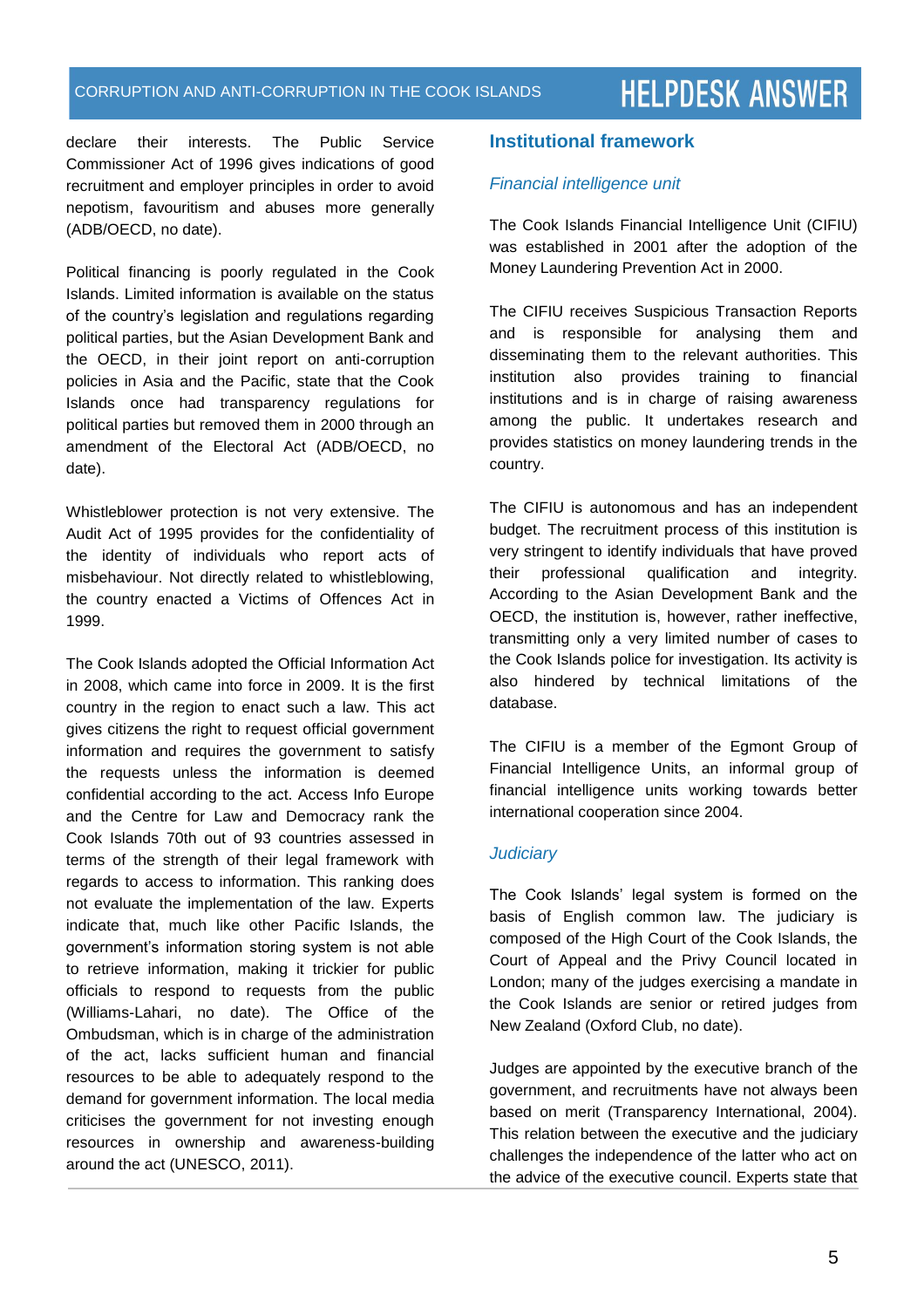declare their interests. The Public Service Commissioner Act of 1996 gives indications of good recruitment and employer principles in order to avoid nepotism, favouritism and abuses more generally (ADB/OECD, no date).

Political financing is poorly regulated in the Cook Islands. Limited information is available on the status of the country's legislation and regulations regarding political parties, but the Asian Development Bank and the OECD, in their joint report on anti-corruption policies in Asia and the Pacific, state that the Cook Islands once had transparency regulations for political parties but removed them in 2000 through an amendment of the Electoral Act (ADB/OECD, no date).

Whistleblower protection is not very extensive. The Audit Act of 1995 provides for the confidentiality of the identity of individuals who report acts of misbehaviour. Not directly related to whistleblowing, the country enacted a Victims of Offences Act in 1999.

The Cook Islands adopted the Official Information Act in 2008, which came into force in 2009. It is the first country in the region to enact such a law. This act gives citizens the right to request official government information and requires the government to satisfy the requests unless the information is deemed confidential according to the act. Access Info Europe and the Centre for Law and Democracy rank the Cook Islands 70th out of 93 countries assessed in terms of the strength of their legal framework with regards to access to information. This ranking does not evaluate the implementation of the law. Experts indicate that, much like other Pacific Islands, the government's information storing system is not able to retrieve information, making it trickier for public officials to respond to requests from the public (Williams-Lahari, no date). The Office of the Ombudsman, which is in charge of the administration of the act, lacks sufficient human and financial resources to be able to adequately respond to the demand for government information. The local media criticises the government for not investing enough resources in ownership and awareness-building around the act (UNESCO, 2011).

## Institutional framework

### *Financial intelligence unit*

The Cook Islands Financial Intelligence Unit (CIFIU) was established in 2001 after the adoption of the Money Laundering Prevention Act in 2000.

The CIFIU receives Suspicious Transaction Reports and is responsible for analysing them and disseminating them to the relevant authorities. This institution also provides training to financial institutions and is in charge of raising awareness among the public. It undertakes research and provides statistics on money laundering trends in the country.

The CIFIU is autonomous and has an independent budget. The recruitment process of this institution is very stringent to identify individuals that have proved their professional qualification and integrity. According to the Asian Development Bank and the OECD, the institution is, however, rather ineffective, transmitting only a very limited number of cases to the Cook Islands police for investigation. Its activity is also hindered by technical limitations of the database.

The CIFIU is a member of the Egmont Group of Financial Intelligence Units, an informal group of financial intelligence units working towards better international cooperation since 2004.

### *Judiciary*

The Cook Islands' legal system is formed on the basis of English common law. The judiciary is composed of the High Court of the Cook Islands, the Court of Appeal and the Privy Council located in London; many of the judges exercising a mandate in the Cook Islands are senior or retired judges from New Zealand (Oxford Club, no date).

Judges are appointed by the executive branch of the government, and recruitments have not always been based on merit (Transparency International, 2004). This relation between the executive and the judiciary challenges the independence of the latter who act on the advice of the executive council. Experts state that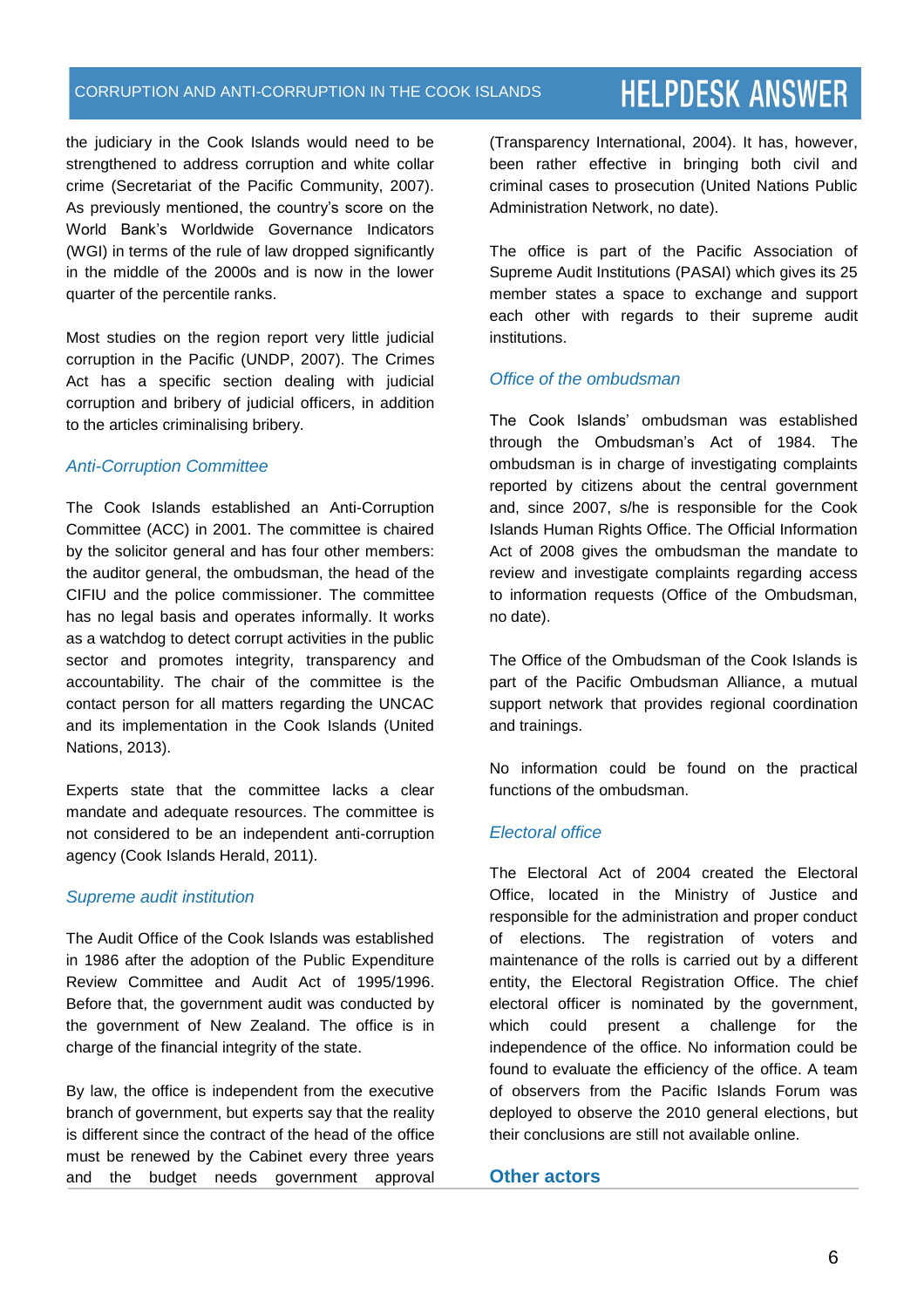the judiciary in the Cook Islands would need to be strengthened to address corruption and white collar crime (Secretariat of the Pacific Community, 2007). As previously mentioned, the country's score on the World Bank's Worldwide Governance Indicators (WGI) in terms of the rule of law dropped significantly in the middle of the 2000s and is now in the lower quarter of the percentile ranks.

Most studies on the region report very little judicial corruption in the Pacific (UNDP, 2007). The Crimes Act has a specific section dealing with judicial corruption and bribery of judicial officers, in addition to the articles criminalising bribery.

### *Anti-Corruption Committee*

The Cook Islands established an Anti-Corruption Committee (ACC) in 2001. The committee is chaired by the solicitor general and has four other members: the auditor general, the ombudsman, the head of the CIFIU and the police commissioner. The committee has no legal basis and operates informally. It works as a watchdog to detect corrupt activities in the public sector and promotes integrity, transparency and accountability. The chair of the committee is the contact person for all matters regarding the UNCAC and its implementation in the Cook Islands (United Nations, 2013).

Experts state that the committee lacks a clear mandate and adequate resources. The committee is not considered to be an independent anti-corruption agency (Cook Islands Herald, 2011).

### *Supreme audit institution*

The Audit Office of the Cook Islands was established in 1986 after the adoption of the Public Expenditure Review Committee and Audit Act of 1995/1996. Before that, the government audit was conducted by the government of New Zealand. The office is in charge of the financial integrity of the state.

By law, the office is independent from the executive branch of government, but experts say that the reality is different since the contract of the head of the office must be renewed by the Cabinet every three years and the budget needs government approval (Transparency International, 2004). It has, however, been rather effective in bringing both civil and criminal cases to prosecution (United Nations Public Administration Network, no date).

The office is part of the Pacific Association of Supreme Audit Institutions (PASAI) which gives its 25 member states a space to exchange and support each other with regards to their supreme audit institutions.

### *Office of the ombudsman*

The Cook Islands' ombudsman was established through the Ombudsman's Act of 1984. The ombudsman is in charge of investigating complaints reported by citizens about the central government and, since 2007, s/he is responsible for the Cook Islands Human Rights Office. The Official Information Act of 2008 gives the ombudsman the mandate to review and investigate complaints regarding access to information requests (Office of the Ombudsman, no date).

The Office of the Ombudsman of the Cook Islands is part of the Pacific Ombudsman Alliance, a mutual support network that provides regional coordination and trainings.

No information could be found on the practical functions of the ombudsman.

### *Electoral office*

The Electoral Act of 2004 created the Electoral Office, located in the Ministry of Justice and responsible for the administration and proper conduct of elections. The registration of voters and maintenance of the rolls is carried out by a different entity, the Electoral Registration Office. The chief electoral officer is nominated by the government, which could present a challenge for the independence of the office. No information could be found to evaluate the efficiency of the office. A team of observers from the Pacific Islands Forum was deployed to observe the 2010 general elections, but their conclusions are still not available online.

## Other actors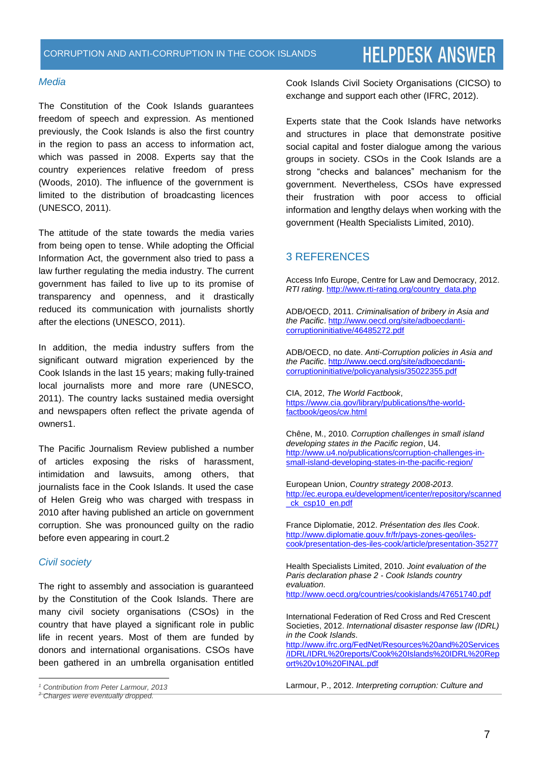### Media

The Constitution of the Cook Islands guarantees freedom of speech and expression. As mentioned previously, the Cook Islands is also the first country in the region to pass an access to information act, which was passed in 2008. Experts say that the country experiences relative freedom of press (Woods, 2010). The influence of the government is limited to the distribution of broadcasting licences (UNESCO, 2011).

The attitude of the state towards the media varies from being open to tense. While adopting the Official Information Act, the government also tried to pass a law further regulating the media industry. The current government has failed to live up to its promise of transparency and openness, and it drastically reduced its communication with journalists shortly after the elections (UNESCO, 2011).

In addition, the media industry suffers from the significant outward migration experienced by the Cook Islands in the last 15 years; making fully-trained local journalists more and more rare (UNESCO, 2011). The country lacks sustained media oversight and newspapers often reflect the private agenda of owners[1].

The Pacific Journalism Review published a number of articles exposing the risks of harassment, intimidation and lawsuits, among others, that journalists face in the Cook Islands. It used the case of Helen Greig who was charged with trespass in 2010 after having published an article on government corruption. She was pronounced guilty on the radio before even appearing in court.[2]

### Civil society

The right to assembly and association is guaranteed by the Constitution of the Cook Islands. There are many civil society organisations (CSOs) in the country that have played a significant role in public life in recent years. Most of them are funded by donors and international organisations. CSOs have been gathered in an umbrella organisation entitled Cook Islands Civil Society Organisations (CICSO) to exchange and support each other (IFRC, 2012).

Experts state that the Cook Islands have networks and structures in place that demonstrate positive social capital and foster dialogue among the various groups in society. CSOs in the Cook Islands are a strong "checks and balances" mechanism for the government. Nevertheless, CSOs have expressed their frustration with poor access to official information and lengthy delays when working with the government (Health Specialists Limited, 2010).

## 3 REFERENCES

Access Info Europe, Centre for Law and Democracy, 2012. *RTI rating*. http://www.rti-rating.org/country_data.php

ADB/OECD, 2011. *Criminalisation of bribery in Asia and the Pacific*. http://www.oecd.org/site/adboecdanti-corruptioninitiative/46485272.pdf

ADB/OECD, no date. *Anti-Corruption policies in Asia and the Pacific*. http://www.oecd.org/site/adboecdanti-corruptioninitiative/policyanalysis/35022355.pdf

CIA, 2012, *The World Factbook*, https://www.cia.gov/library/publications/the-world-factbook/geos/cw.html

Chêne, M., 2010. *Corruption challenges in small island developing states in the Pacific region*, U4. http://www.u4.no/publications/corruption-challenges-in-small-island-developing-states-in-the-pacific-region/

European Union, *Country strategy 2008-2013*. http://ec.europa.eu/development/icenter/repository/scanned_ck_csp10_en.pdf

France Diplomatie, 2012. *Présentation des Iles Cook*. http://www.diplomatie.gouv.fr/fr/pays-zones-geo/iles-cook/presentation-des-iles-cook/article/presentation-35277

Health Specialists Limited, 2010. *Joint evaluation of the Paris declaration phase 2 - Cook Islands country evaluation.* http://www.oecd.org/countries/cookislands/47651740.pdf

International Federation of Red Cross and Red Crescent Societies, 2012. *International disaster response law (IDRL) in the Cook Islands.* http://www.ifrc.org/FedNet/Resources%20and%20Services/IDRL/IDRL%20reports/Cook%20Islands%20IDRL%20Report%20v10%20FINAL.pdf

Larmour, P., 2012. *Interpreting corruption: Culture and*

---

[1] Contribution from Peter Larmour, 2013

[2] Charges were eventually dropped.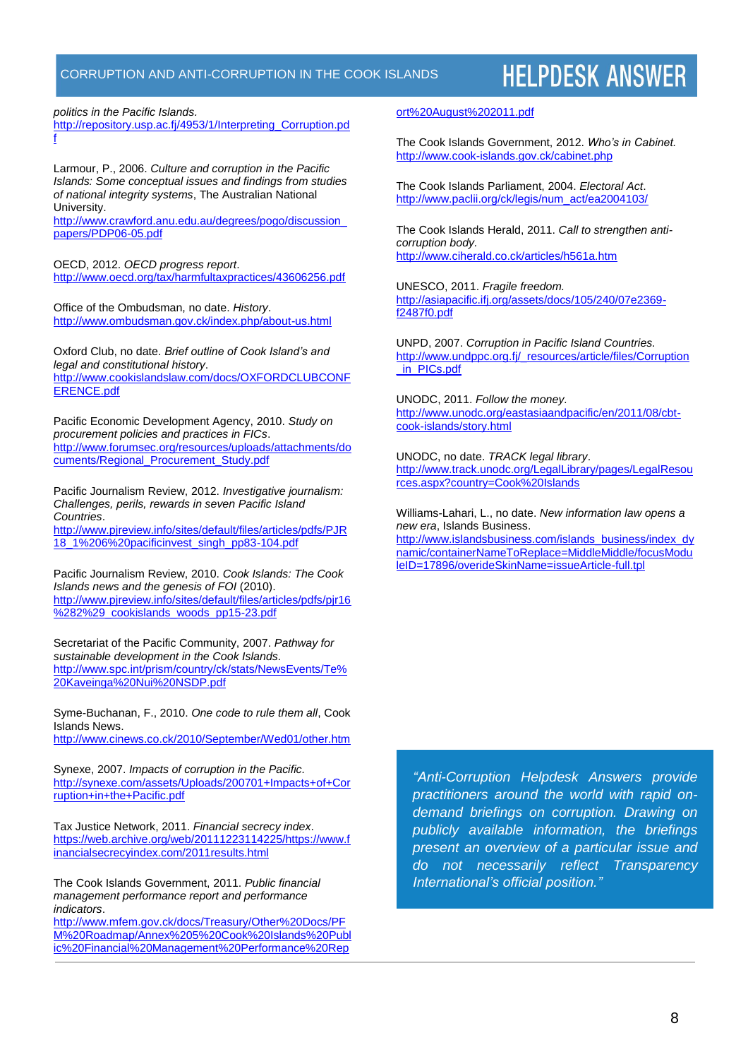politics in the Pacific Islands*.
http://repository.usp.ac.fj/4953/1/Interpreting_Corruption.pdf

Larmour, P., 2006. *Culture and corruption in the Pacific Islands: Some conceptual issues and findings from studies of national integrity systems*, The Australian National University.
http://www.crawford.anu.edu.au/degrees/pogo/discussion_papers/PDP06-05.pdf

OECD, 2012. *OECD progress report*.
http://www.oecd.org/tax/harmfultaxpractices/43606256.pdf

Office of the Ombudsman, no date. *History*.
http://www.ombudsman.gov.ck/index.php/about-us.html

Oxford Club, no date. *Brief outline of Cook Island's and legal and constitutional history*.
http://www.cookislandslaw.com/docs/OXFORDCLUBCONFERENCE.pdf

Pacific Economic Development Agency, 2010. *Study on procurement policies and practices in FICs*.
http://www.forumsec.org/resources/uploads/attachments/documents/Regional_Procurement_Study.pdf

Pacific Journalism Review, 2012. *Investigative journalism: Challenges, perils, rewards in seven Pacific Island Countries*.
http://www.pjreview.info/sites/default/files/articles/pdfs/PJR18_1%206%20pacificinvest_singh_pp83-104.pdf

Pacific Journalism Review, 2010. *Cook Islands: The Cook Islands news and the genesis of FOI* (2010).
http://www.pjreview.info/sites/default/files/articles/pdfs/pjr16%282%29_cookislands_woods_pp15-23.pdf

Secretariat of the Pacific Community, 2007. *Pathway for sustainable development in the Cook Islands*.
http://www.spc.int/prism/country/ck/stats/NewsEvents/Te%20Kaveinga%20Nui%20NSDP.pdf

Syme-Buchanan, F., 2010. *One code to rule them all*, Cook Islands News.
http://www.cinews.co.ck/2010/September/Wed01/other.htm

Synexe, 2007. *Impacts of corruption in the Pacific*.
http://synexe.com/assets/Uploads/200701+Impacts+of+Corruption+in+the+Pacific.pdf

Tax Justice Network, 2011. *Financial secrecy index*.
https://web.archive.org/web/20111223114225/https://www.financialsecrecyindex.com/2011results.html

The Cook Islands Government, 2011. *Public financial management performance report and performance indicators*.
http://www.mfem.gov.ck/docs/Treasury/Other%20Docs/PFM%20Roadmap/Annex%205%20Cook%20Islands%20Public%20Financial%20Management%20Performance%20Report%20August%202011.pdf

The Cook Islands Government, 2012. *Who's in Cabinet.*
http://www.cook-islands.gov.ck/cabinet.php

The Cook Islands Parliament, 2004. *Electoral Act*.
http://www.paclii.org/ck/legis/num_act/ea2004103/

The Cook Islands Herald, 2011. *Call to strengthen anti-corruption body.*
http://www.ciherald.co.ck/articles/h561a.htm

UNESCO, 2011. *Fragile freedom.*
http://asiapacific.ifj.org/assets/docs/105/240/07e2369-f2487f0.pdf

UNPD, 2007. *Corruption in Pacific Island Countries.*
http://www.undppc.org.fj/_resources/article/files/Corruption_in_PICs.pdf

UNODC, 2011. *Follow the money.*
http://www.unodc.org/eastasiaandpacific/en/2011/08/cbt-cook-islands/story.html

UNODC, no date. *TRACK legal library*.
http://www.track.unodc.org/LegalLibrary/pages/LegalResources.aspx?country=Cook%20Islands

Williams-Lahari, L., no date. *New information law opens a new era*, Islands Business.
http://www.islandsbusiness.com/islands_business/index_dynamic/containerNameToReplace=MiddleMiddle/focusModuleID=17896/overideSkinName=issueArticle-full.tpl

*"Anti-Corruption Helpdesk Answers provide practitioners around the world with rapid on-demand briefings on corruption. Drawing on publicly available information, the briefings present an overview of a particular issue and do not necessarily reflect Transparency International's official position."*